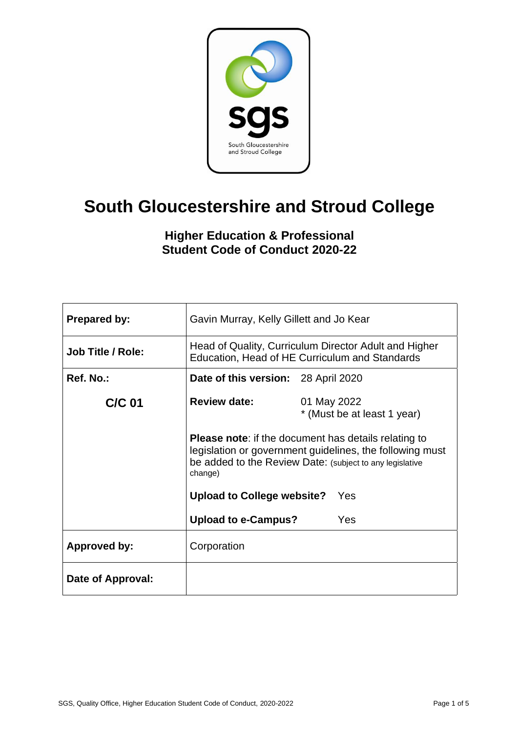# South Gloucestershire and Stroud College

## Higher Education & Professional Student Code of Conduct 2020-22

| | |
|---|---|
| **Prepared by:** | Gavin Murray, Kelly Gillett and Jo Kear |
| **Job Title / Role:** | Head of Quality, Curriculum Director Adult and Higher Education, Head of HE Curriculum and Standards |
| **Ref. No.:** **C/C 01** | **Date of this version:** 28 April 2020<br>**Review date:** 01 May 2022 * (Must be at least 1 year)<br>**Please note**: if the document has details relating to legislation or government guidelines, the following must be added to the Review Date: (subject to any legislative change)<br>**Upload to College website?** Yes<br>**Upload to e-Campus?** Yes |
| **Approved by:** | Corporation |
| **Date of Approval:** | |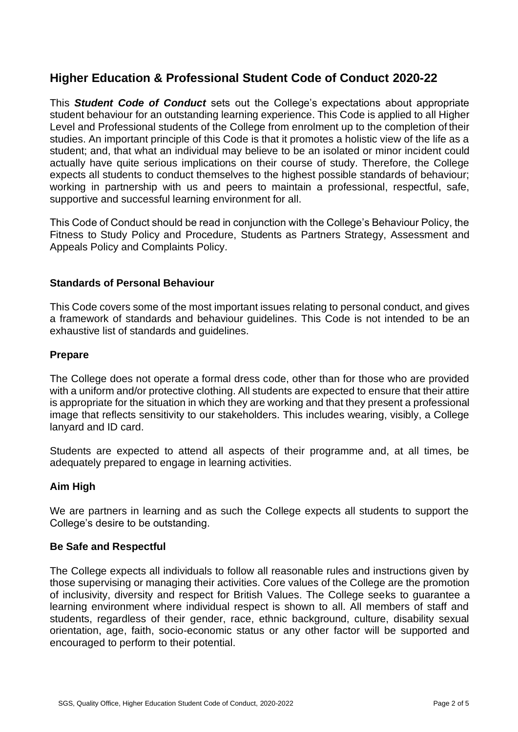## Higher Education & Professional Student Code of Conduct 2020-22

This ***Student Code of Conduct*** sets out the College's expectations about appropriate student behaviour for an outstanding learning experience. This Code is applied to all Higher Level and Professional students of the College from enrolment up to the completion of their studies. An important principle of this Code is that it promotes a holistic view of the life as a student; and, that what an individual may believe to be an isolated or minor incident could actually have quite serious implications on their course of study. Therefore, the College expects all students to conduct themselves to the highest possible standards of behaviour; working in partnership with us and peers to maintain a professional, respectful, safe, supportive and successful learning environment for all.

This Code of Conduct should be read in conjunction with the College's Behaviour Policy, the Fitness to Study Policy and Procedure, Students as Partners Strategy, Assessment and Appeals Policy and Complaints Policy.

### Standards of Personal Behaviour

This Code covers some of the most important issues relating to personal conduct, and gives a framework of standards and behaviour guidelines. This Code is not intended to be an exhaustive list of standards and guidelines.

### Prepare

The College does not operate a formal dress code, other than for those who are provided with a uniform and/or protective clothing. All students are expected to ensure that their attire is appropriate for the situation in which they are working and that they present a professional image that reflects sensitivity to our stakeholders. This includes wearing, visibly, a College lanyard and ID card.

Students are expected to attend all aspects of their programme and, at all times, be adequately prepared to engage in learning activities.

### Aim High

We are partners in learning and as such the College expects all students to support the College's desire to be outstanding.

### Be Safe and Respectful

The College expects all individuals to follow all reasonable rules and instructions given by those supervising or managing their activities. Core values of the College are the promotion of inclusivity, diversity and respect for British Values. The College seeks to guarantee a learning environment where individual respect is shown to all. All members of staff and students, regardless of their gender, race, ethnic background, culture, disability sexual orientation, age, faith, socio-economic status or any other factor will be supported and encouraged to perform to their potential.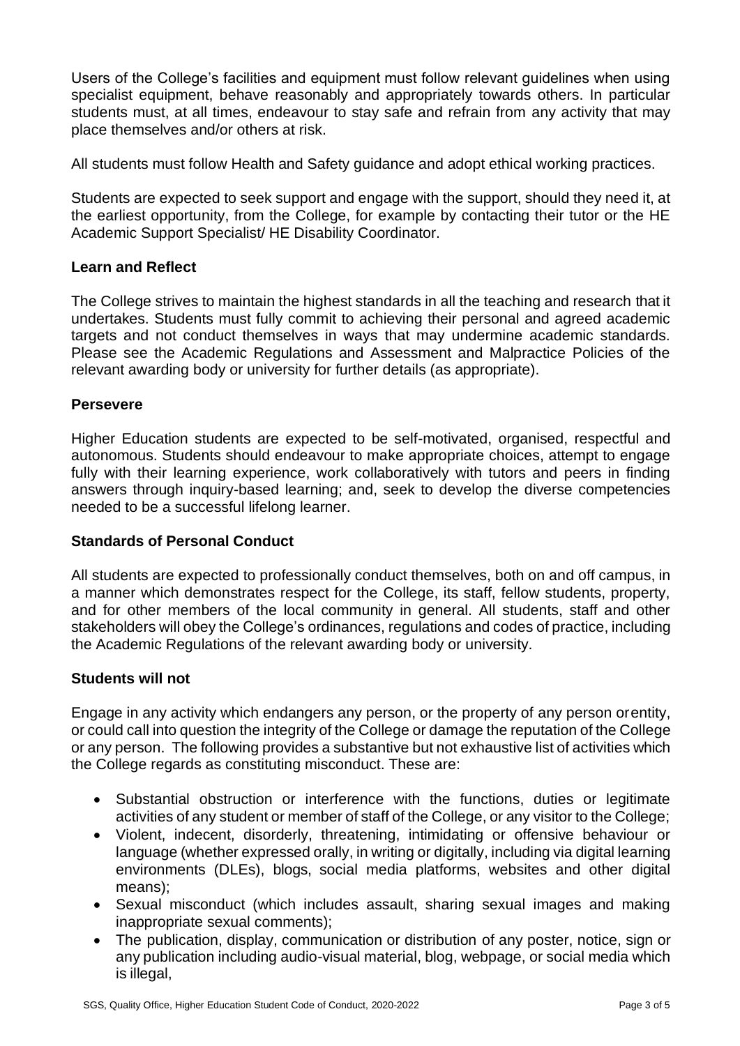Users of the College's facilities and equipment must follow relevant guidelines when using specialist equipment, behave reasonably and appropriately towards others. In particular students must, at all times, endeavour to stay safe and refrain from any activity that may place themselves and/or others at risk.

All students must follow Health and Safety guidance and adopt ethical working practices.

Students are expected to seek support and engage with the support, should they need it, at the earliest opportunity, from the College, for example by contacting their tutor or the HE Academic Support Specialist/ HE Disability Coordinator.

### Learn and Reflect

The College strives to maintain the highest standards in all the teaching and research that it undertakes. Students must fully commit to achieving their personal and agreed academic targets and not conduct themselves in ways that may undermine academic standards. Please see the Academic Regulations and Assessment and Malpractice Policies of the relevant awarding body or university for further details (as appropriate).

### Persevere

Higher Education students are expected to be self-motivated, organised, respectful and autonomous. Students should endeavour to make appropriate choices, attempt to engage fully with their learning experience, work collaboratively with tutors and peers in finding answers through inquiry-based learning; and, seek to develop the diverse competencies needed to be a successful lifelong learner.

### Standards of Personal Conduct

All students are expected to professionally conduct themselves, both on and off campus, in a manner which demonstrates respect for the College, its staff, fellow students, property, and for other members of the local community in general. All students, staff and other stakeholders will obey the College's ordinances, regulations and codes of practice, including the Academic Regulations of the relevant awarding body or university.

### Students will not

Engage in any activity which endangers any person, or the property of any person orentity, or could call into question the integrity of the College or damage the reputation of the College or any person. The following provides a substantive but not exhaustive list of activities which the College regards as constituting misconduct. These are:

- Substantial obstruction or interference with the functions, duties or legitimate activities of any student or member of staff of the College, or any visitor to the College;
- Violent, indecent, disorderly, threatening, intimidating or offensive behaviour or language (whether expressed orally, in writing or digitally, including via digital learning environments (DLEs), blogs, social media platforms, websites and other digital means);
- Sexual misconduct (which includes assault, sharing sexual images and making inappropriate sexual comments);
- The publication, display, communication or distribution of any poster, notice, sign or any publication including audio-visual material, blog, webpage, or social media which is illegal,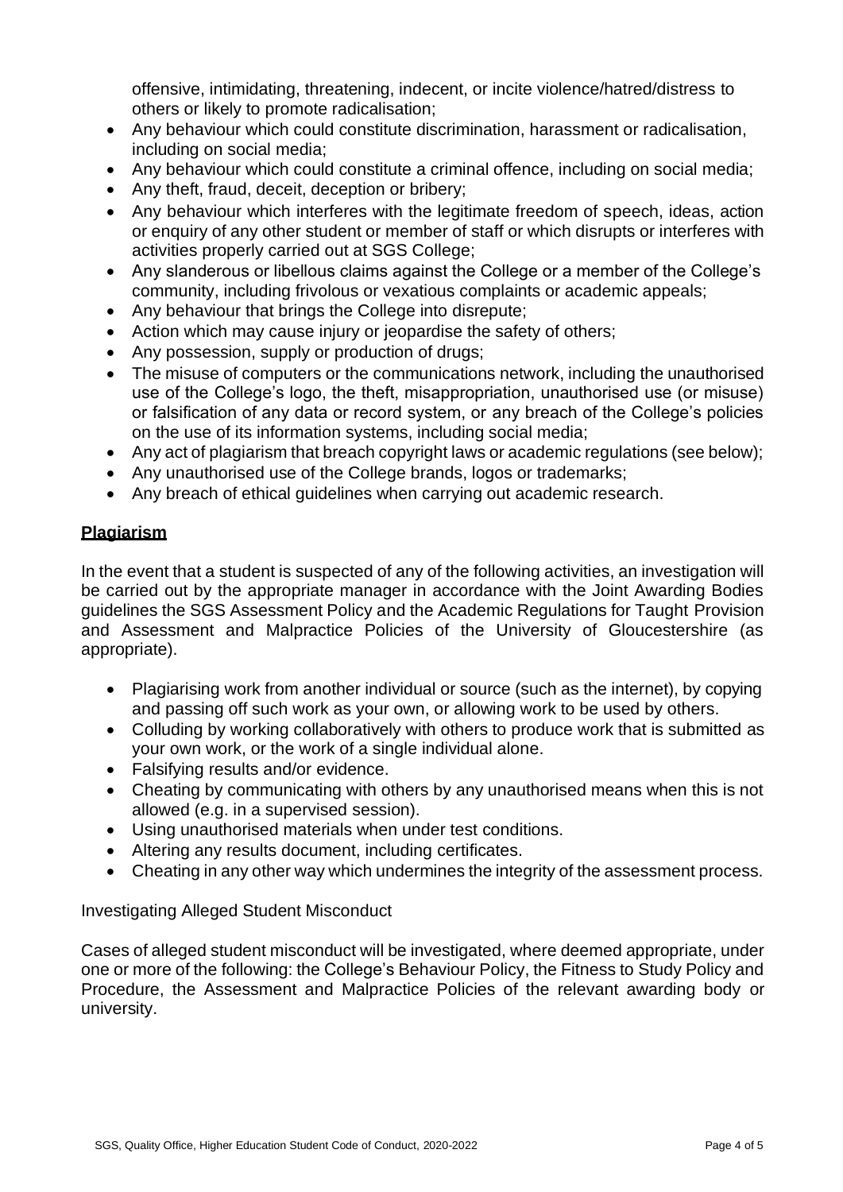offensive, intimidating, threatening, indecent, or incite violence/hatred/distress to others or likely to promote radicalisation;

- Any behaviour which could constitute discrimination, harassment or radicalisation, including on social media;
- Any behaviour which could constitute a criminal offence, including on social media;
- Any theft, fraud, deceit, deception or bribery;
- Any behaviour which interferes with the legitimate freedom of speech, ideas, action or enquiry of any other student or member of staff or which disrupts or interferes with activities properly carried out at SGS College;
- Any slanderous or libellous claims against the College or a member of the College's community, including frivolous or vexatious complaints or academic appeals;
- Any behaviour that brings the College into disrepute;
- Action which may cause injury or jeopardise the safety of others;
- Any possession, supply or production of drugs;
- The misuse of computers or the communications network, including the unauthorised use of the College's logo, the theft, misappropriation, unauthorised use (or misuse) or falsification of any data or record system, or any breach of the College's policies on the use of its information systems, including social media;
- Any act of plagiarism that breach copyright laws or academic regulations (see below);
- Any unauthorised use of the College brands, logos or trademarks;
- Any breach of ethical guidelines when carrying out academic research.

## Plagiarism

In the event that a student is suspected of any of the following activities, an investigation will be carried out by the appropriate manager in accordance with the Joint Awarding Bodies guidelines the SGS Assessment Policy and the Academic Regulations for Taught Provision and Assessment and Malpractice Policies of the University of Gloucestershire (as appropriate).

- Plagiarising work from another individual or source (such as the internet), by copying and passing off such work as your own, or allowing work to be used by others.
- Colluding by working collaboratively with others to produce work that is submitted as your own work, or the work of a single individual alone.
- Falsifying results and/or evidence.
- Cheating by communicating with others by any unauthorised means when this is not allowed (e.g. in a supervised session).
- Using unauthorised materials when under test conditions.
- Altering any results document, including certificates.
- Cheating in any other way which undermines the integrity of the assessment process.

Investigating Alleged Student Misconduct

Cases of alleged student misconduct will be investigated, where deemed appropriate, under one or more of the following: the College's Behaviour Policy, the Fitness to Study Policy and Procedure, the Assessment and Malpractice Policies of the relevant awarding body or university.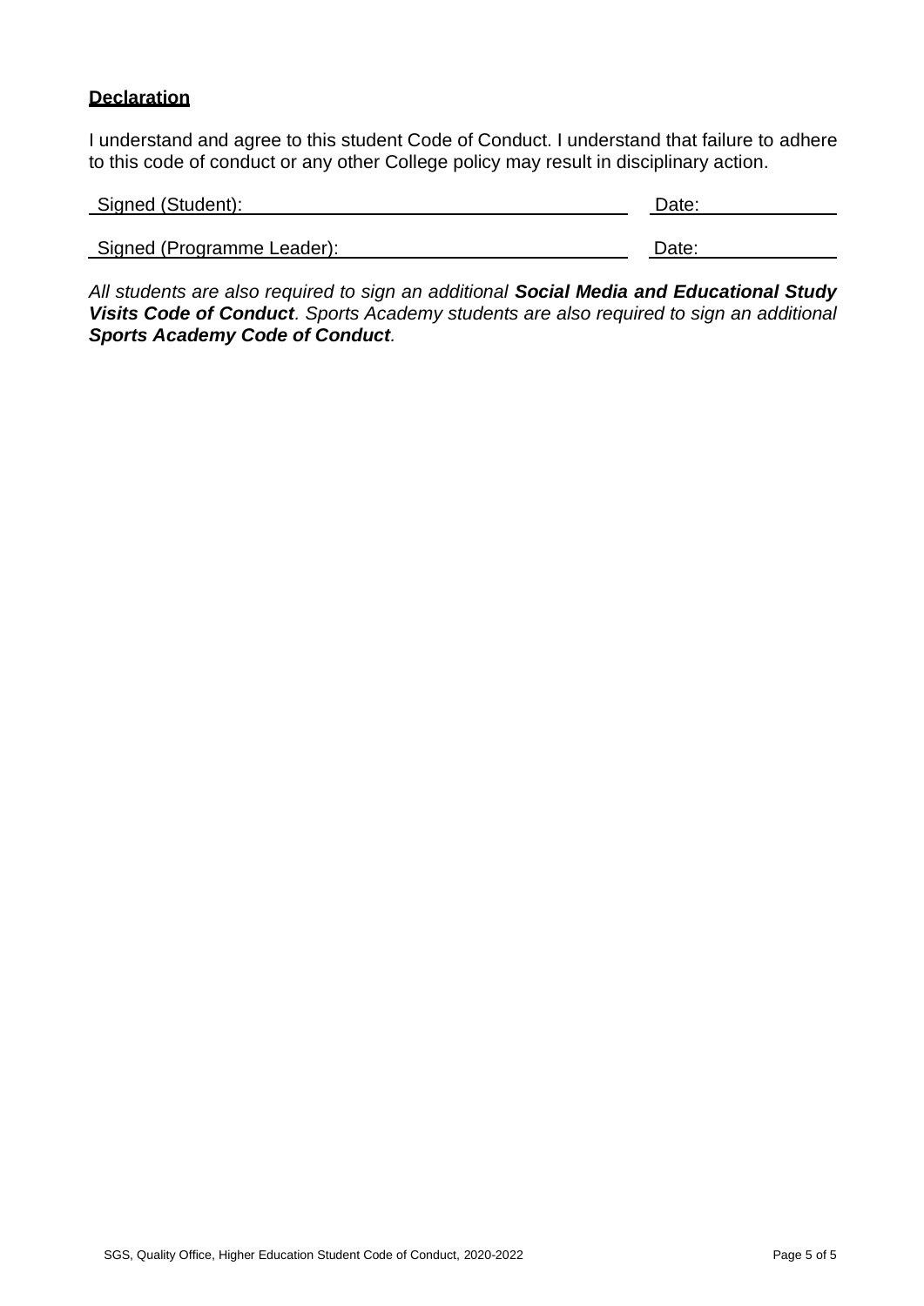**Declaration**

I understand and agree to this student Code of Conduct. I understand that failure to adhere to this code of conduct or any other College policy may result in disciplinary action.

Signed (Student): ______________________________ Date: ____________

Signed (Programme Leader): ______________________________ Date: ____________

*All students are also required to sign an additional **Social Media and Educational Study Visits Code of Conduct**. Sports Academy students are also required to sign an additional **Sports Academy Code of Conduct**.*